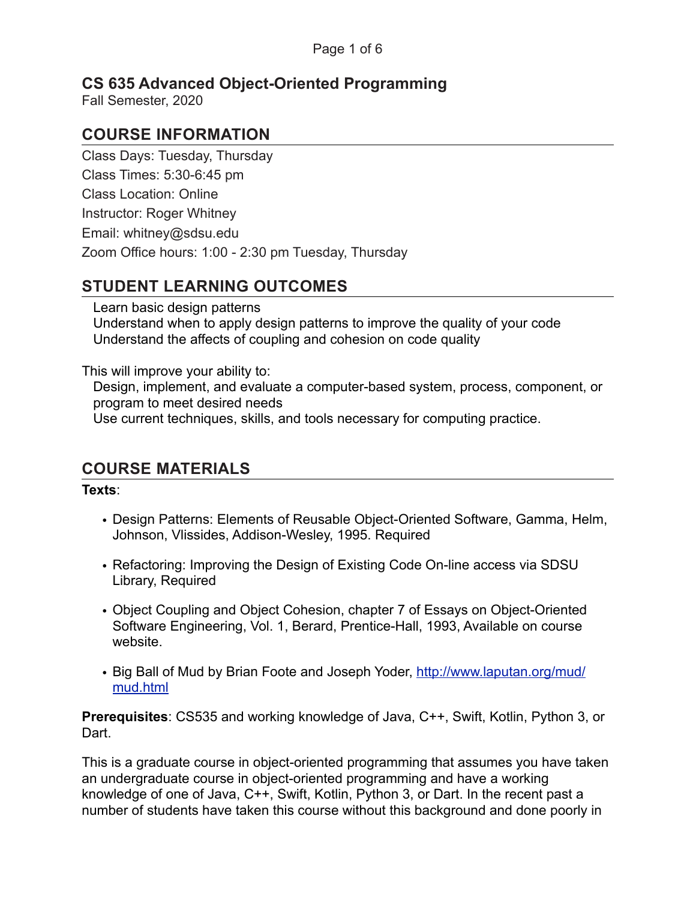# CS 635 Advanced Object-Oriented Programming

Fall Semester, 2020

## COURSE INFORMATION

Class Days: Tuesday, Thursday

Class Times: 5:30-6:45 pm

Class Location: Online

Instructor: Roger Whitney

Email: whitney@sdsu.edu

Zoom Office hours: 1:00 - 2:30 pm Tuesday, Thursday

## STUDENT LEARNING OUTCOMES

Learn basic design patterns
Understand when to apply design patterns to improve the quality of your code
Understand the affects of coupling and cohesion on code quality

This will improve your ability to:
Design, implement, and evaluate a computer-based system, process, component, or program to meet desired needs
Use current techniques, skills, and tools necessary for computing practice.

## COURSE MATERIALS

**Texts**:

- Design Patterns: Elements of Reusable Object-Oriented Software, Gamma, Helm, Johnson, Vlissides, Addison-Wesley, 1995. Required
- Refactoring: Improving the Design of Existing Code On-line access via SDSU Library, Required
- Object Coupling and Object Cohesion, chapter 7 of Essays on Object-Oriented Software Engineering, Vol. 1, Berard, Prentice-Hall, 1993, Available on course website.
- Big Ball of Mud by Brian Foote and Joseph Yoder, [http://www.laputan.org/mud/mud.html](http://www.laputan.org/mud/mud.html)

**Prerequisites**: CS535 and working knowledge of Java, C++, Swift, Kotlin, Python 3, or Dart.

This is a graduate course in object-oriented programming that assumes you have taken an undergraduate course in object-oriented programming and have a working knowledge of one of Java, C++, Swift, Kotlin, Python 3, or Dart. In the recent past a number of students have taken this course without this background and done poorly in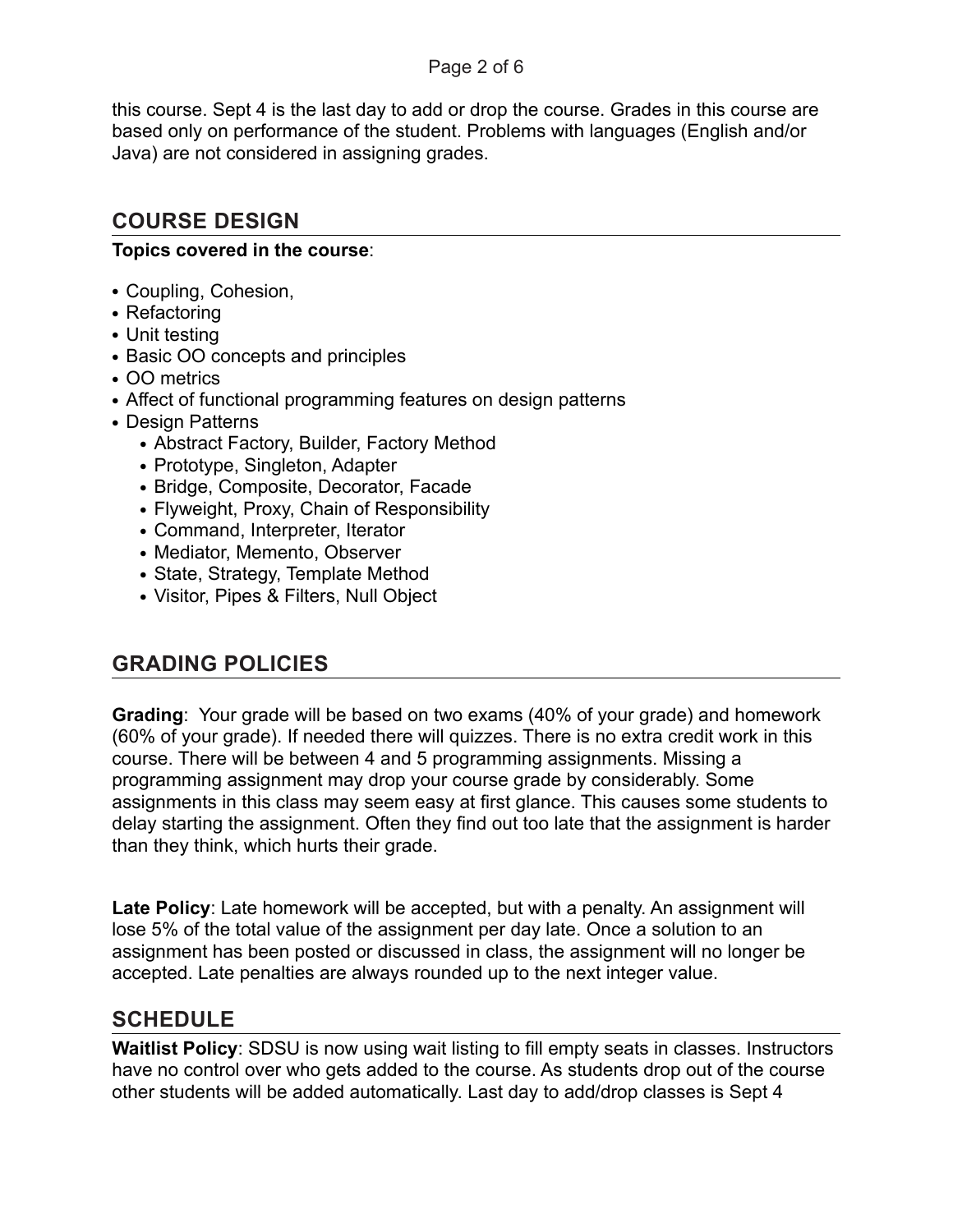this course. Sept 4 is the last day to add or drop the course. Grades in this course are based only on performance of the student. Problems with languages (English and/or Java) are not considered in assigning grades.

## COURSE DESIGN

**Topics covered in the course**:

- Coupling, Cohesion,
- Refactoring
- Unit testing
- Basic OO concepts and principles
- OO metrics
- Affect of functional programming features on design patterns
- Design Patterns
  - Abstract Factory, Builder, Factory Method
  - Prototype, Singleton, Adapter
  - Bridge, Composite, Decorator, Facade
  - Flyweight, Proxy, Chain of Responsibility
  - Command, Interpreter, Iterator
  - Mediator, Memento, Observer
  - State, Strategy, Template Method
  - Visitor, Pipes & Filters, Null Object

## GRADING POLICIES

**Grading**: Your grade will be based on two exams (40% of your grade) and homework (60% of your grade). If needed there will quizzes. There is no extra credit work in this course. There will be between 4 and 5 programming assignments. Missing a programming assignment may drop your course grade by considerably. Some assignments in this class may seem easy at first glance. This causes some students to delay starting the assignment. Often they find out too late that the assignment is harder than they think, which hurts their grade.

**Late Policy**: Late homework will be accepted, but with a penalty. An assignment will lose 5% of the total value of the assignment per day late. Once a solution to an assignment has been posted or discussed in class, the assignment will no longer be accepted. Late penalties are always rounded up to the next integer value.

## SCHEDULE

**Waitlist Policy**: SDSU is now using wait listing to fill empty seats in classes. Instructors have no control over who gets added to the course. As students drop out of the course other students will be added automatically. Last day to add/drop classes is Sept 4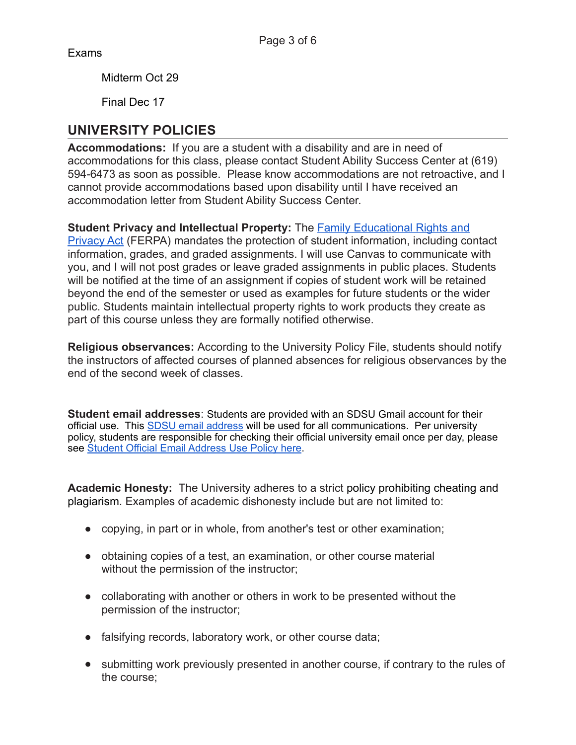Exams

Midterm Oct 29

Final Dec 17

## UNIVERSITY POLICIES

**Accommodations:** If you are a student with a disability and are in need of accommodations for this class, please contact Student Ability Success Center at (619) 594-6473 as soon as possible. Please know accommodations are not retroactive, and I cannot provide accommodations based upon disability until I have received an accommodation letter from Student Ability Success Center.

**Student Privacy and Intellectual Property:** The Family Educational Rights and Privacy Act (FERPA) mandates the protection of student information, including contact information, grades, and graded assignments. I will use Canvas to communicate with you, and I will not post grades or leave graded assignments in public places. Students will be notified at the time of an assignment if copies of student work will be retained beyond the end of the semester or used as examples for future students or the wider public. Students maintain intellectual property rights to work products they create as part of this course unless they are formally notified otherwise.

**Religious observances:** According to the University Policy File, students should notify the instructors of affected courses of planned absences for religious observances by the end of the second week of classes.

**Student email addresses**: Students are provided with an SDSU Gmail account for their official use. This SDSU email address will be used for all communications. Per university policy, students are responsible for checking their official university email once per day, please see Student Official Email Address Use Policy here.

**Academic Honesty:** The University adheres to a strict policy prohibiting cheating and plagiarism. Examples of academic dishonesty include but are not limited to:

- copying, in part or in whole, from another's test or other examination;
- obtaining copies of a test, an examination, or other course material without the permission of the instructor;
- collaborating with another or others in work to be presented without the permission of the instructor;
- falsifying records, laboratory work, or other course data;
- submitting work previously presented in another course, if contrary to the rules of the course;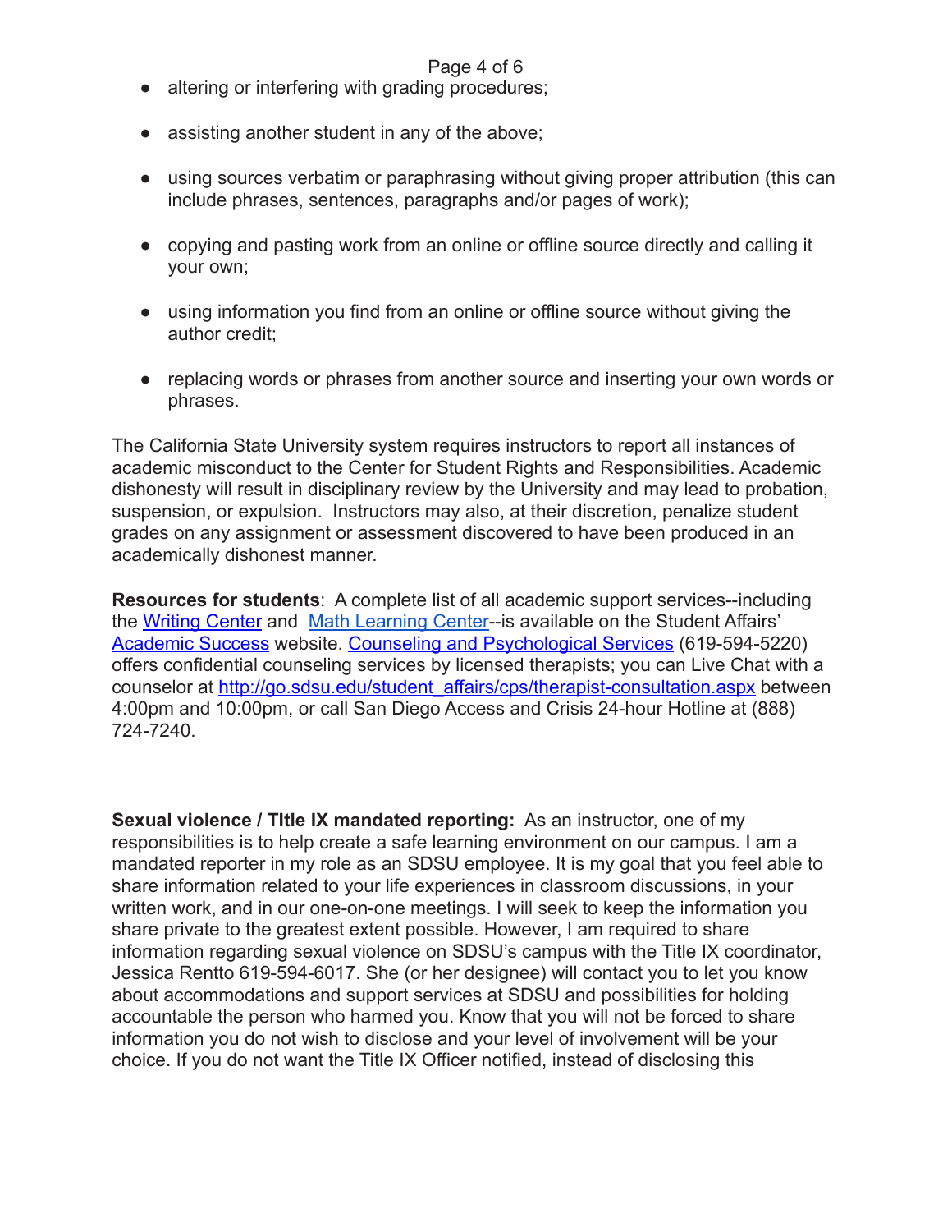- altering or interfering with grading procedures;

- assisting another student in any of the above;

- using sources verbatim or paraphrasing without giving proper attribution (this can include phrases, sentences, paragraphs and/or pages of work);

- copying and pasting work from an online or offline source directly and calling it your own;

- using information you find from an online or offline source without giving the author credit;

- replacing words or phrases from another source and inserting your own words or phrases.

The California State University system requires instructors to report all instances of academic misconduct to the Center for Student Rights and Responsibilities. Academic dishonesty will result in disciplinary review by the University and may lead to probation, suspension, or expulsion. Instructors may also, at their discretion, penalize student grades on any assignment or assessment discovered to have been produced in an academically dishonest manner.

**Resources for students**: A complete list of all academic support services--including the Writing Center and Math Learning Center--is available on the Student Affairs' Academic Success website. Counseling and Psychological Services (619-594-5220) offers confidential counseling services by licensed therapists; you can Live Chat with a counselor at http://go.sdsu.edu/student_affairs/cps/therapist-consultation.aspx between 4:00pm and 10:00pm, or call San Diego Access and Crisis 24-hour Hotline at (888) 724-7240.

**Sexual violence / TItle IX mandated reporting:** As an instructor, one of my responsibilities is to help create a safe learning environment on our campus. I am a mandated reporter in my role as an SDSU employee. It is my goal that you feel able to share information related to your life experiences in classroom discussions, in your written work, and in our one-on-one meetings. I will seek to keep the information you share private to the greatest extent possible. However, I am required to share information regarding sexual violence on SDSU's campus with the Title IX coordinator, Jessica Rentto 619-594-6017. She (or her designee) will contact you to let you know about accommodations and support services at SDSU and possibilities for holding accountable the person who harmed you. Know that you will not be forced to share information you do not wish to disclose and your level of involvement will be your choice. If you do not want the Title IX Officer notified, instead of disclosing this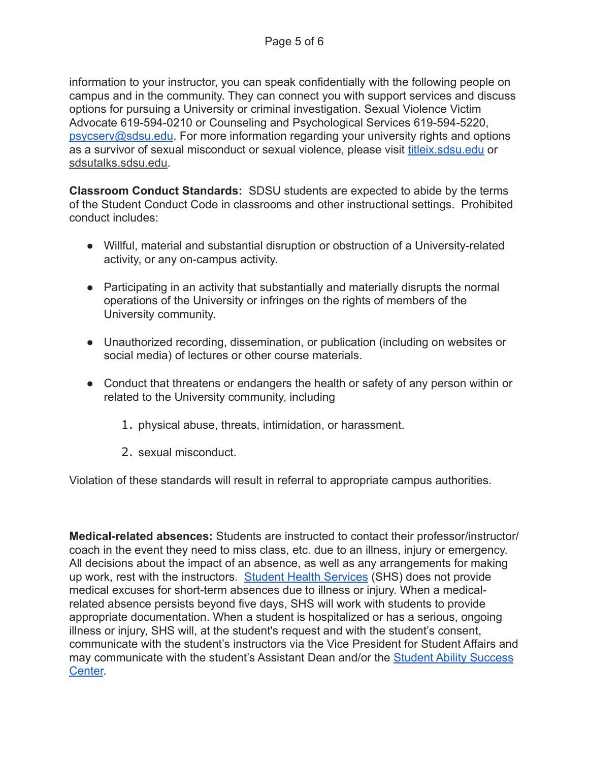information to your instructor, you can speak confidentially with the following people on campus and in the community. They can connect you with support services and discuss options for pursuing a University or criminal investigation. Sexual Violence Victim Advocate 619-594-0210 or Counseling and Psychological Services 619-594-5220, psycserv@sdsu.edu. For more information regarding your university rights and options as a survivor of sexual misconduct or sexual violence, please visit titleix.sdsu.edu or sdsutalks.sdsu.edu.

**Classroom Conduct Standards:** SDSU students are expected to abide by the terms of the Student Conduct Code in classrooms and other instructional settings. Prohibited conduct includes:

- Willful, material and substantial disruption or obstruction of a University-related activity, or any on-campus activity.
- Participating in an activity that substantially and materially disrupts the normal operations of the University or infringes on the rights of members of the University community.
- Unauthorized recording, dissemination, or publication (including on websites or social media) of lectures or other course materials.
- Conduct that threatens or endangers the health or safety of any person within or related to the University community, including
    1. physical abuse, threats, intimidation, or harassment.
    2. sexual misconduct.

Violation of these standards will result in referral to appropriate campus authorities.

**Medical-related absences:** Students are instructed to contact their professor/instructor/coach in the event they need to miss class, etc. due to an illness, injury or emergency. All decisions about the impact of an absence, as well as any arrangements for making up work, rest with the instructors. Student Health Services (SHS) does not provide medical excuses for short-term absences due to illness or injury. When a medical-related absence persists beyond five days, SHS will work with students to provide appropriate documentation. When a student is hospitalized or has a serious, ongoing illness or injury, SHS will, at the student's request and with the student's consent, communicate with the student's instructors via the Vice President for Student Affairs and may communicate with the student's Assistant Dean and/or the Student Ability Success Center.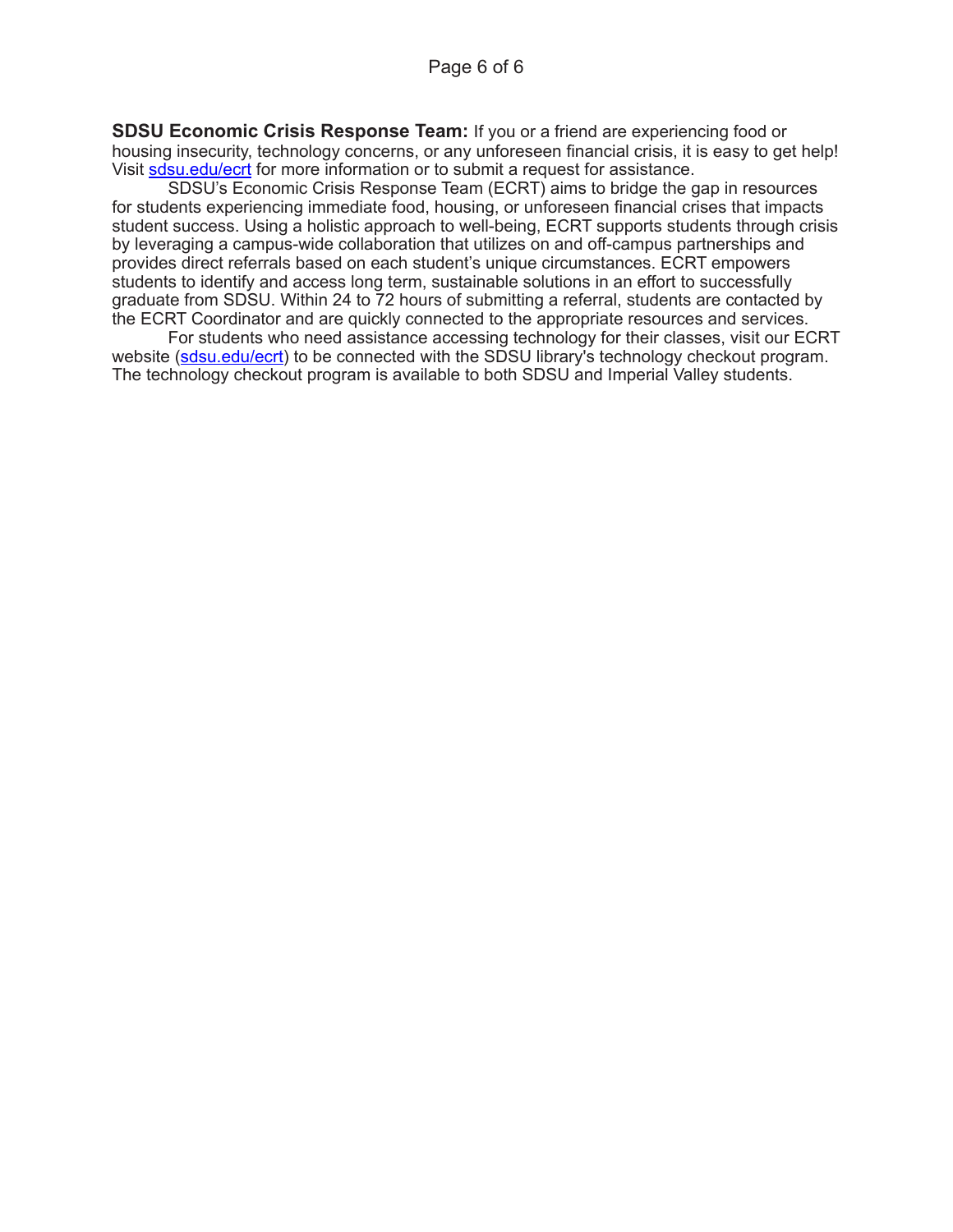**SDSU Economic Crisis Response Team:** If you or a friend are experiencing food or housing insecurity, technology concerns, or any unforeseen financial crisis, it is easy to get help! Visit [sdsu.edu/ecrt](sdsu.edu/ecrt) for more information or to submit a request for assistance.

SDSU's Economic Crisis Response Team (ECRT) aims to bridge the gap in resources for students experiencing immediate food, housing, or unforeseen financial crises that impacts student success. Using a holistic approach to well-being, ECRT supports students through crisis by leveraging a campus-wide collaboration that utilizes on and off-campus partnerships and provides direct referrals based on each student's unique circumstances. ECRT empowers students to identify and access long term, sustainable solutions in an effort to successfully graduate from SDSU. Within 24 to 72 hours of submitting a referral, students are contacted by the ECRT Coordinator and are quickly connected to the appropriate resources and services.

For students who need assistance accessing technology for their classes, visit our ECRT website ([sdsu.edu/ecrt](sdsu.edu/ecrt)) to be connected with the SDSU library's technology checkout program. The technology checkout program is available to both SDSU and Imperial Valley students.